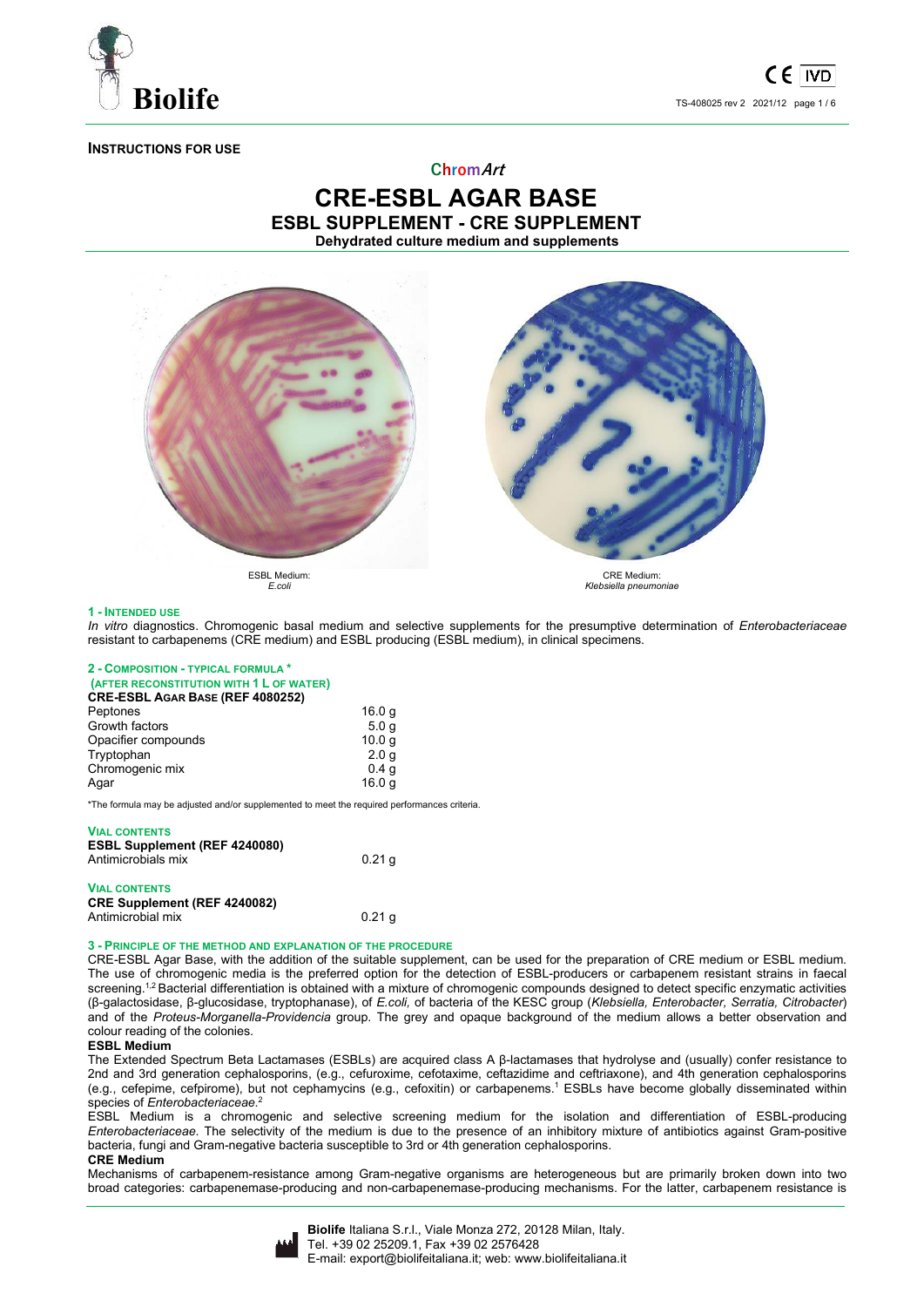**INSTRUCTIONS FOR USE**

ChromArt

# CRE-ESBL AGAR BASE

## ESBL SUPPLEMENT - CRE SUPPLEMENT

**Dehydrated culture medium and supplements**

ESBL Medium: *E.coli*

CRE Medium: *Klebsiella pneumoniae*

### 1 - INTENDED USE

*In vitro* diagnostics. Chromogenic basal medium and selective supplements for the presumptive determination of *Enterobacteriaceae* resistant to carbapenems (CRE medium) and ESBL producing (ESBL medium), in clinical specimens.

### 2 - COMPOSITION - TYPICAL FORMULA *
**(AFTER RECONSTITUTION WITH 1 L OF WATER)**

**CRE-ESBL AGAR BASE (REF 4080252)**

| | |
|---|---|
| Peptones | 16.0 g |
| Growth factors | 5.0 g |
| Opacifier compounds | 10.0 g |
| Tryptophan | 2.0 g |
| Chromogenic mix | 0.4 g |
| Agar | 16.0 g |

*The formula may be adjusted and/or supplemented to meet the required performances criteria.

**VIAL CONTENTS**

**ESBL Supplement (REF 4240080)**

| | |
|---|---|
| Antimicrobials mix | 0.21 g |

**VIAL CONTENTS**

**CRE Supplement (REF 4240082)**

| | |
|---|---|
| Antimicrobial mix | 0.21 g |

### 3 - PRINCIPLE OF THE METHOD AND EXPLANATION OF THE PROCEDURE

CRE-ESBL Agar Base, with the addition of the suitable supplement, can be used for the preparation of CRE medium or ESBL medium. The use of chromogenic media is the preferred option for the detection of ESBL-producers or carbapenem resistant strains in faecal screening.[1,2] Bacterial differentiation is obtained with a mixture of chromogenic compounds designed to detect specific enzymatic activities (β-galactosidase, β-glucosidase, tryptophanase), of *E.coli,* of bacteria of the KESC group (*Klebsiella, Enterobacter, Serratia, Citrobacter*) and of the *Proteus-Morganella-Providencia* group. The grey and opaque background of the medium allows a better observation and colour reading of the colonies.

**ESBL Medium**

The Extended Spectrum Beta Lactamases (ESBLs) are acquired class A β-lactamases that hydrolyse and (usually) confer resistance to 2nd and 3rd generation cephalosporins, (e.g., cefuroxime, cefotaxime, ceftazidime and ceftriaxone), and 4th generation cephalosporins (e.g., cefepime, cefpirome), but not cephamycins (e.g., cefoxitin) or carbapenems.[1] ESBLs have become globally disseminated within species of *Enterobacteriaceae.*[2]

ESBL Medium is a chromogenic and selective screening medium for the isolation and differentiation of ESBL-producing *Enterobacteriaceae.* The selectivity of the medium is due to the presence of an inhibitory mixture of antibiotics against Gram-positive bacteria, fungi and Gram-negative bacteria susceptible to 3rd or 4th generation cephalosporins.

**CRE Medium**

Mechanisms of carbapenem-resistance among Gram-negative organisms are heterogeneous but are primarily broken down into two broad categories: carbapenemase-producing and non-carbapenemase-producing mechanisms. For the latter, carbapenem resistance is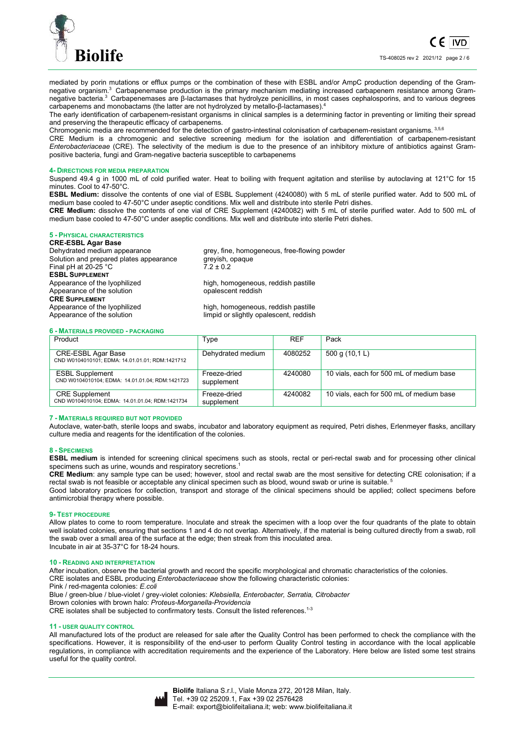mediated by porin mutations or efflux pumps or the combination of these with ESBL and/or AmpC production depending of the Gram-negative organism.[3] Carbapenemase production is the primary mechanism mediating increased carbapenem resistance among Gram-negative bacteria.[3] Carbapenemases are β-lactamases that hydrolyze penicillins, in most cases cephalosporins, and to various degrees carbapenems and monobactams (the latter are not hydrolyzed by metallo-β-lactamases).[4]

The early identification of carbapenem-resistant organisms in clinical samples is a determining factor in preventing or limiting their spread and preserving the therapeutic efficacy of carbapenems.

Chromogenic media are recommended for the detection of gastro-intestinal colonisation of carbapenem-resistant organisms.[3,5,6]

CRE Medium is a chromogenic and selective screening medium for the isolation and differentiation of carbapenem-resistant *Enterobacteriaceae* (CRE). The selectivity of the medium is due to the presence of an inhibitory mixture of antibiotics against Gram-positive bacteria, fungi and Gram-negative bacteria susceptible to carbapenems

## 4- DIRECTIONS FOR MEDIA PREPARATION

Suspend 49.4 g in 1000 mL of cold purified water. Heat to boiling with frequent agitation and sterilise by autoclaving at 121°C for 15 minutes. Cool to 47-50°C.

**ESBL Medium:** dissolve the contents of one vial of ESBL Supplement (4240080) with 5 mL of sterile purified water. Add to 500 mL of medium base cooled to 47-50°C under aseptic conditions. Mix well and distribute into sterile Petri dishes.

**CRE Medium:** dissolve the contents of one vial of CRE Supplement (4240082) with 5 mL of sterile purified water. Add to 500 mL of medium base cooled to 47-50°C under aseptic conditions. Mix well and distribute into sterile Petri dishes.

## 5 - PHYSICAL CHARACTERISTICS

**CRE-ESBL Agar Base**

| | |
|---|---|
| Dehydrated medium appearance | grey, fine, homogeneous, free-flowing powder |
| Solution and prepared plates appearance | greyish, opaque |
| Final pH at 20-25 °C | 7.2 ± 0.2 |
| **ESBL SUPPLEMENT** | |
| Appearance of the lyophilized | high, homogeneous, reddish pastille |
| Appearance of the solution | opalescent reddish |
| **CRE SUPPLEMENT** | |
| Appearance of the lyophilized | high, homogeneous, reddish pastille |
| Appearance of the solution | limpid or slightly opalescent, reddish |

## 6 - MATERIALS PROVIDED - PACKAGING

| Product | Type | REF | Pack |
|---|---|---|---|
| CRE-ESBL Agar Base<br>CND W0104010101; EDMA: 14.01.01.01; RDM:1421712 | Dehydrated medium | 4080252 | 500 g (10,1 L) |
| ESBL Supplement<br>CND W0104010104; EDMA: 14.01.01.04; RDM:1421723 | Freeze-dried supplement | 4240080 | 10 vials, each for 500 mL of medium base |
| CRE Supplement<br>CND W0104010104; EDMA: 14.01.01.04; RDM:1421734 | Freeze-dried supplement | 4240082 | 10 vials, each for 500 mL of medium base |

## 7 - MATERIALS REQUIRED BUT NOT PROVIDED

Autoclave, water-bath, sterile loops and swabs, incubator and laboratory equipment as required, Petri dishes, Erlenmeyer flasks, ancillary culture media and reagents for the identification of the colonies.

## 8 - SPECIMENS

**ESBL medium** is intended for screening clinical specimens such as stools, rectal or peri-rectal swab and for processing other clinical specimens such as urine, wounds and respiratory secretions.[1]

**CRE Medium**: any sample type can be used; however, stool and rectal swab are the most sensitive for detecting CRE colonisation; if a rectal swab is not feasible or acceptable any clinical specimen such as blood, wound swab or urine is suitable.[5]

Good laboratory practices for collection, transport and storage of the clinical specimens should be applied; collect specimens before antimicrobial therapy where possible.

## 9- TEST PROCEDURE

Allow plates to come to room temperature. Inoculate and streak the specimen with a loop over the four quadrants of the plate to obtain well isolated colonies, ensuring that sections 1 and 4 do not overlap. Alternatively, if the material is being cultured directly from a swab, roll the swab over a small area of the surface at the edge; then streak from this inoculated area.

Incubate in air at 35-37°C for 18-24 hours.

## 10 - READING AND INTERPRETATION

After incubation, observe the bacterial growth and record the specific morphological and chromatic characteristics of the colonies.

CRE isolates and ESBL producing *Enterobacteriaceae* show the following characteristic colonies:

Pink / red-magenta colonies: *E.coli*

Blue / green-blue / blue-violet / grey-violet colonies: *Klebsiella, Enterobacter, Serratia, Citrobacter*

Brown colonies with brown halo: *Proteus-Morganella-Providencia*

CRE isolates shall be subjected to confirmatory tests. Consult the listed references.[1-3]

## 11 - USER QUALITY CONTROL

All manufactured lots of the product are released for sale after the Quality Control has been performed to check the compliance with the specifications. However, it is responsibility of the end-user to perform Quality Control testing in accordance with the local applicable regulations, in compliance with accreditation requirements and the experience of the Laboratory. Here below are listed some test strains useful for the quality control.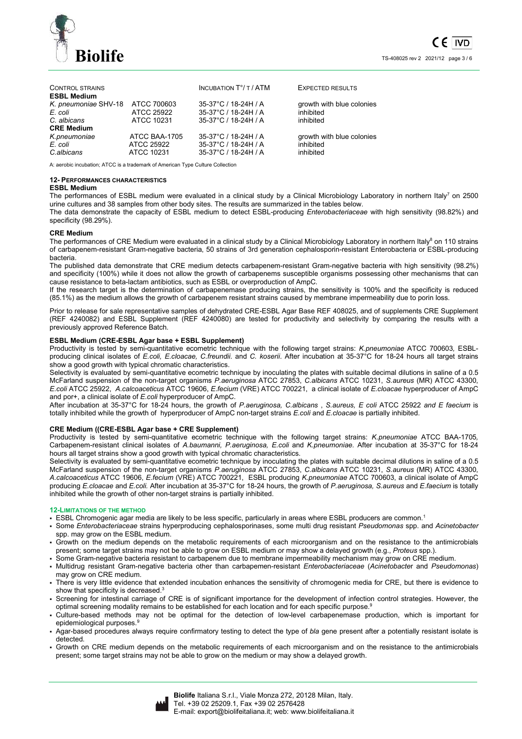| CONTROL STRAINS | | INCUBATION T°/ T / ATM | EXPECTED RESULTS |
|---|---|---|---|
| **ESBL Medium** | | | |
| *K. pneumoniae* SHV-18 | ATCC 700603 | 35-37°C / 18-24H / A | growth with blue colonies |
| *E. coli* | ATCC 25922 | 35-37°C / 18-24H / A | inhibited |
| *C. albicans* | ATCC 10231 | 35-37°C / 18-24H / A | inhibited |
| **CRE Medium** | | | |
| *K.pneumoniae* | ATCC BAA-1705 | 35-37°C / 18-24H / A | growth with blue colonies |
| *E. coli* | ATCC 25922 | 35-37°C / 18-24H / A | inhibited |
| *C.albicans* | ATCC 10231 | 35-37°C / 18-24H / A | inhibited |

A: aerobic incubation; ATCC is a trademark of American Type Culture Collection

## 12- PERFORMANCES CHARACTERISTICS

**ESBL Medium**

The performances of ESBL medium were evaluated in a clinical study by a Clinical Microbiology Laboratory in northern Italy[7] on 2500 urine cultures and 38 samples from other body sites. The results are summarized in the tables below.

The data demonstrate the capacity of ESBL medium to detect ESBL-producing *Enterobacteriaceae* with high sensitivity (98.82%) and specificity (98.29%).

**CRE Medium**

The performances of CRE Medium were evaluated in a clinical study by a Clinical Microbiology Laboratory in northern Italy[8] on 110 strains of carbapenem-resistant Gram-negative bacteria, 50 strains of 3rd generation cephalosporin-resistant Enterobacteria or ESBL-producing bacteria.

The published data demonstrate that CRE medium detects carbapenem-resistant Gram-negative bacteria with high sensitivity (98.2%) and specificity (100%) while it does not allow the growth of carbapenems susceptible organisms possessing other mechanisms that can cause resistance to beta-lactam antibiotics, such as ESBL or overproduction of AmpC.

If the research target is the determination of carbapenemase producing strains, the sensitivity is 100% and the specificity is reduced (85.1%) as the medium allows the growth of carbapenem resistant strains caused by membrane impermeability due to porin loss.

Prior to release for sale representative samples of dehydrated CRE-ESBL Agar Base REF 408025, and of supplements CRE Supplement (REF 4240082) and ESBL Supplement (REF 4240080) are tested for productivity and selectivity by comparing the results with a previously approved Reference Batch.

**ESBL Medium (CRE-ESBL Agar base + ESBL Supplement)**

Productivity is tested by semi-quantitative ecometric technique with the following target strains: *K.pneumoniae* ATCC 700603, ESBL-producing clinical isolates of *E.coli, E.cloacae, C.freundii.* and *C. koserii*. After incubation at 35-37°C for 18-24 hours all target strains show a good growth with typical chromatic characteristics.

Selectivity is evaluated by semi-quantitative ecometric technique by inoculating the plates with suitable decimal dilutions in saline of a 0.5 McFarland suspension of the non-target organisms *P.aeruginosa* ATCC 27853, *C.albicans* ATCC 10231, *S.aureus* (MR) ATCC 43300, *E.coli* ATCC 25922, *A.calcoaceticus* ATCC 19606, *E.fecium* (VRE) ATCC 700221, a clinical isolate of *E.cloacae* hyperproducer of AmpC and por+, a clinical isolate of *E.coli* hyperproducer of AmpC.

After incubation at 35-37°C for 18-24 hours, the growth of *P.aeruginosa, C.albicans , S.aureus, E coli* ATCC 25922 *and E faecium* is totally inhibited while the growth of hyperproducer of AmpC non-target strains *E.coli* and *E.cloacae* is partially inhibited.

**CRE Medium ((CRE-ESBL Agar base + CRE Supplement)**

Productivity is tested by semi-quantitative ecometric technique with the following target strains: *K.pneumoniae* ATCC BAA-1705*,* Carbapenem-resistant clinical isolates of *A.baumanni, P.aeruginosa, E.coli* and *K.pneumoniae*. After incubation at 35-37°C for 18-24 hours all target strains show a good growth with typical chromatic characteristics.

Selectivity is evaluated by semi-quantitative ecometric technique by inoculating the plates with suitable decimal dilutions in saline of a 0.5 McFarland suspension of the non-target organisms *P.aeruginosa* ATCC 27853, *C.albicans* ATCC 10231, *S.aureus* (MR) ATCC 43300, *A.calcoaceticus* ATCC 19606, *E.fecium* (VRE) ATCC 700221, ESBL producing *K.pneumoniae* ATCC 700603, a clinical isolate of AmpC producing *E.cloacae* and *E.coli.* After incubation at 35-37°C for 18-24 hours, the growth of *P.aeruginosa, S.aureus* and *E.faecium* is totally inhibited while the growth of other non-target strains is partially inhibited.

## 12-LIMITATIONS OF THE METHOD

- ESBL Chromogenic agar media are likely to be less specific, particularly in areas where ESBL producers are common.[1]
- Some *Enterobacteriaceae* strains hyperproducing cephalosporinases, some multi drug resistant *Pseudomonas* spp. and *Acinetobacter* spp. may grow on the ESBL medium.
- Growth on the medium depends on the metabolic requirements of each microorganism and on the resistance to the antimicrobials present; some target strains may not be able to grow on ESBL medium or may show a delayed growth (e.g., *Proteus* spp.).
- Some Gram-negative bacteria resistant to carbapenem due to membrane impermeability mechanism may grow on CRE medium.
- Multidrug resistant Gram-negative bacteria other than carbapenem-resistant *Enterobacteriaceae* (*Acinetobacter* and *Pseudomonas*) may grow on CRE medium.
- There is very little evidence that extended incubation enhances the sensitivity of chromogenic media for CRE, but there is evidence to show that specificity is decreased.[3]
- Screening for intestinal carriage of CRE is of significant importance for the development of infection control strategies. However, the optimal screening modality remains to be established for each location and for each specific purpose.[9]
- Culture-based methods may not be optimal for the detection of low-level carbapenemase production, which is important for epidemiological purposes.[9]
- Agar-based procedures always require confirmatory testing to detect the type of *bla* gene present after a potentially resistant isolate is detected.
- Growth on CRE medium depends on the metabolic requirements of each microorganism and on the resistance to the antimicrobials present; some target strains may not be able to grow on the medium or may show a delayed growth.

**Biolife** Italiana S.r.l., Viale Monza 272, 20128 Milan, Italy.
Tel. +39 02 25209.1, Fax +39 02 2576428
E-mail: export@biolifeitaliana.it; web: www.biolifeitaliana.it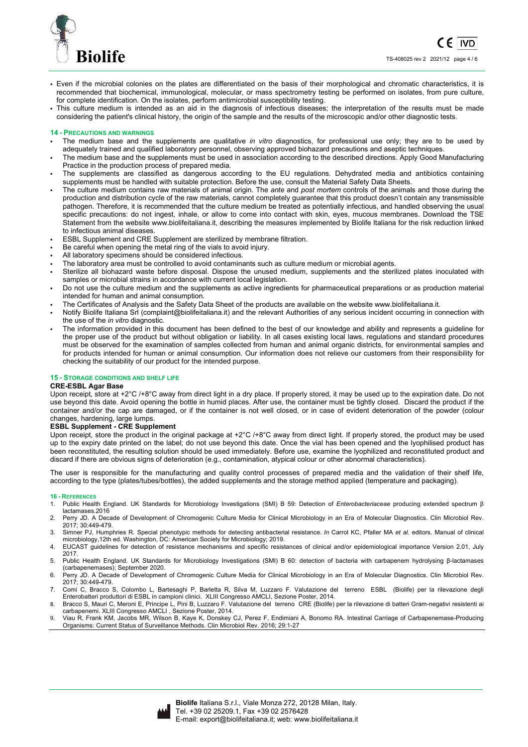- Even if the microbial colonies on the plates are differentiated on the basis of their morphological and chromatic characteristics, it is recommended that biochemical, immunological, molecular, or mass spectrometry testing be performed on isolates, from pure culture, for complete identification. On the isolates, perform antimicrobial susceptibility testing.
- This culture medium is intended as an aid in the diagnosis of infectious diseases; the interpretation of the results must be made considering the patient's clinical history, the origin of the sample and the results of the microscopic and/or other diagnostic tests.

## 14 - PRECAUTIONS AND WARNINGS

- The medium base and the supplements are qualitative *in vitro* diagnostics, for professional use only; they are to be used by adequately trained and qualified laboratory personnel, observing approved biohazard precautions and aseptic techniques.
- The medium base and the supplements must be used in association according to the described directions. Apply Good Manufacturing Practice in the production process of prepared media.
- The supplements are classified as dangerous according to the EU regulations. Dehydrated media and antibiotics containing supplements must be handled with suitable protection. Before the use, consult the Material Safety Data Sheets.
- The culture medium contains raw materials of animal origin. The *ante* and *post mortem* controls of the animals and those during the production and distribution cycle of the raw materials, cannot completely guarantee that this product doesn't contain any transmissible pathogen. Therefore, it is recommended that the culture medium be treated as potentially infectious, and handled observing the usual specific precautions: do not ingest, inhale, or allow to come into contact with skin, eyes, mucous membranes. Download the TSE Statement from the website www.biolifeitaliana.it, describing the measures implemented by Biolife Italiana for the risk reduction linked to infectious animal diseases.
- ESBL Supplement and CRE Supplement are sterilized by membrane filtration.
- Be careful when opening the metal ring of the vials to avoid injury.
- All laboratory specimens should be considered infectious.
- The laboratory area must be controlled to avoid contaminants such as culture medium or microbial agents.
- Sterilize all biohazard waste before disposal. Dispose the unused medium, supplements and the sterilized plates inoculated with samples or microbial strains in accordance with current local legislation.
- Do not use the culture medium and the supplements as active ingredients for pharmaceutical preparations or as production material intended for human and animal consumption.
- The Certificates of Analysis and the Safety Data Sheet of the products are available on the website www.biolifeitaliana.it.
- Notify Biolife Italiana Srl (complaint@biolifeitaliana.it) and the relevant Authorities of any serious incident occurring in connection with the use of the *in vitro* diagnostic.
- The information provided in this document has been defined to the best of our knowledge and ability and represents a guideline for the proper use of the product but without obligation or liability. In all cases existing local laws, regulations and standard procedures must be observed for the examination of samples collected from human and animal organic districts, for environmental samples and for products intended for human or animal consumption. Our information does not relieve our customers from their responsibility for checking the suitability of our product for the intended purpose.

## 15 - STORAGE CONDITIONS AND SHELF LIFE

**CRE-ESBL Agar Base**

Upon receipt, store at +2°C /+8°C away from direct light in a dry place. If properly stored, it may be used up to the expiration date. Do not use beyond this date. Avoid opening the bottle in humid places. After use, the container must be tightly closed. Discard the product if the container and/or the cap are damaged, or if the container is not well closed, or in case of evident deterioration of the powder (colour changes, hardening, large lumps.

**ESBL Supplement - CRE Supplement**

Upon receipt, store the product in the original package at +2°C /+8°C away from direct light. If properly stored, the product may be used up to the expiry date printed on the label; do not use beyond this date. Once the vial has been opened and the lyophilised product has been reconstituted, the resulting solution should be used immediately. Before use, examine the lyophilized and reconstituted product and discard if there are obvious signs of deterioration (e.g., contamination, atypical colour or other abnormal characteristics).

The user is responsible for the manufacturing and quality control processes of prepared media and the validation of their shelf life, according to the type (plates/tubes/bottles), the added supplements and the storage method applied (temperature and packaging).

## 16 - REFERENCES

1. Public Health England. UK Standards for Microbiology Investigations (SMI) B 59: Detection of *Enterobacteriaceae* producing extended spectrum β lactamases.2016
2. Perry JD. A Decade of Development of Chromogenic Culture Media for Clinical Microbiology in an Era of Molecular Diagnostics. Clin Microbiol Rev. 2017; 30:449-479.
3. Simner PJ, Humphries R. Special phenotypic methods for detecting antibacterial resistance. *In* Carrol KC, Pfaller MA *et al*. editors. Manual of clinical microbiology,12th ed. Washington, DC: American Society for Microbiology; 2019.
4. EUCAST guidelines for detection of resistance mechanisms and specific resistances of clinical and/or epidemiological importance Version 2.01, July 2017.
5. Public Health England. UK Standards for Microbiology Investigations (SMI) B 60: detection of bacteria with carbapenem hydrolysing β-lactamases (carbapenemases); September 2020.
6. Perry JD. A Decade of Development of Chromogenic Culture Media for Clinical Microbiology in an Era of Molecular Diagnostics. Clin Microbiol Rev. 2017; 30:449-479.
7. Comi C, Bracco S, Colombo L, Bartesaghi P, Barletta R, Silva M, Luzzaro F. Valutazione del terreno ESBL (Biolife) per la rilevazione degli Enterobatteri produttori di ESBL in campioni clinici. XLIII Congresso AMCLI, Sezione Poster, 2014.
8. Bracco S, Mauri C, Meroni E, Principe L, Pini B, Luzzaro F. Valutazione del terreno CRE (Biolife) per la rilevazione di batteri Gram-negativi resistenti ai carbapenemi. XLIII Congresso AMCLI , Sezione Poster, 2014.
9. Viau R, Frank KM, Jacobs MR, Wilson B, Kaye K, Donskey CJ, Perez F, Endimiani A, Bonomo RA. Intestinal Carriage of Carbapenemase-Producing Organisms: Current Status of Surveillance Methods. Clin Microbiol Rev. 2016; 29:1-27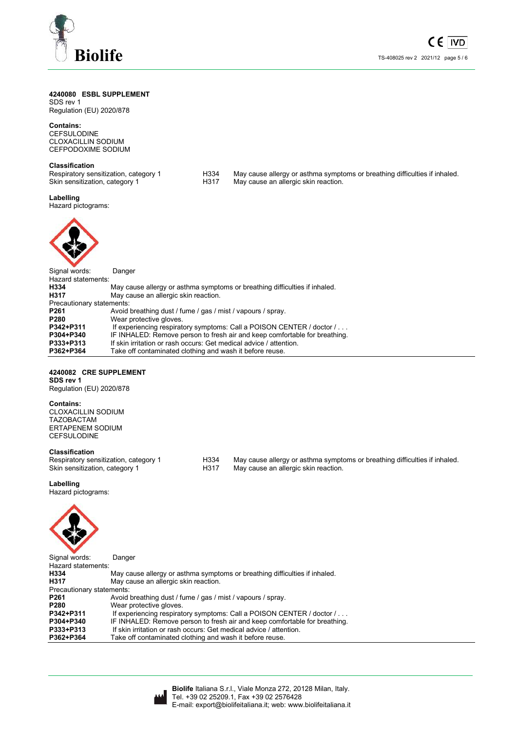## 4240080 ESBL SUPPLEMENT

SDS rev 1
Regulation (EU) 2020/878

**Contains:**
CEFSULODINE
CLOXACILLIN SODIUM
CEFPODOXIME SODIUM

**Classification**

| | | |
|---|---|---|
| Respiratory sensitization, category 1 | H334 | May cause allergy or asthma symptoms or breathing difficulties if inhaled. |
| Skin sensitization, category 1 | H317 | May cause an allergic skin reaction. |

**Labelling**
Hazard pictograms:

Signal words: Danger

Hazard statements:

| | |
|---|---|
| **H334** | May cause allergy or asthma symptoms or breathing difficulties if inhaled. |
| **H317** | May cause an allergic skin reaction. |

Precautionary statements:

| | |
|---|---|
| **P261** | Avoid breathing dust / fume / gas / mist / vapours / spray. |
| **P280** | Wear protective gloves. |
| **P342+P311** | If experiencing respiratory symptoms: Call a POISON CENTER / doctor / . . . |
| **P304+P340** | IF INHALED: Remove person to fresh air and keep comfortable for breathing. |
| **P333+P313** | If skin irritation or rash occurs: Get medical advice / attention. |
| **P362+P364** | Take off contaminated clothing and wash it before reuse. |

## 4240082 CRE SUPPLEMENT

**SDS rev 1**
Regulation (EU) 2020/878

**Contains:**
CLOXACILLIN SODIUM
TAZOBACTAM
ERTAPENEM SODIUM
CEFSULODINE

**Classification**

| | | |
|---|---|---|
| Respiratory sensitization, category 1 | H334 | May cause allergy or asthma symptoms or breathing difficulties if inhaled. |
| Skin sensitization, category 1 | H317 | May cause an allergic skin reaction. |

**Labelling**
Hazard pictograms:

Signal words: Danger

Hazard statements:

| | |
|---|---|
| **H334** | May cause allergy or asthma symptoms or breathing difficulties if inhaled. |
| **H317** | May cause an allergic skin reaction. |

Precautionary statements:

| | |
|---|---|
| **P261** | Avoid breathing dust / fume / gas / mist / vapours / spray. |
| **P280** | Wear protective gloves. |
| **P342+P311** | If experiencing respiratory symptoms: Call a POISON CENTER / doctor / . . . |
| **P304+P340** | IF INHALED: Remove person to fresh air and keep comfortable for breathing. |
| **P333+P313** | If skin irritation or rash occurs: Get medical advice / attention. |
| **P362+P364** | Take off contaminated clothing and wash it before reuse. |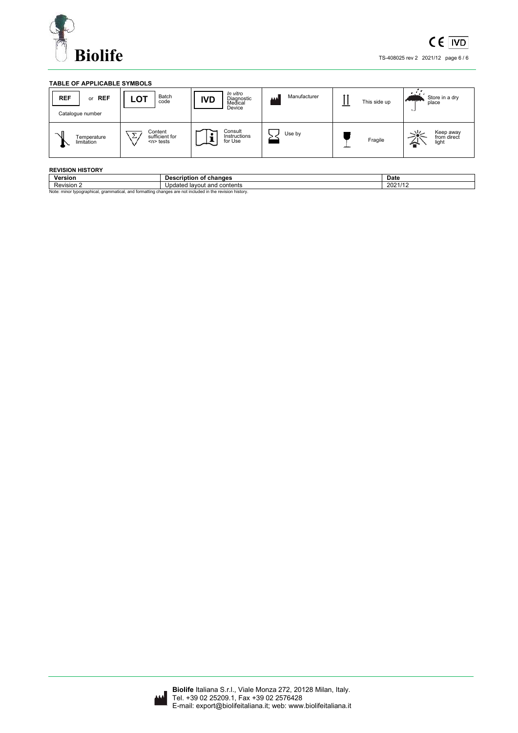## TABLE OF APPLICABLE SYMBOLS

| | | | | | |
|---|---|---|---|---|---|
| REF or REF Catalogue number | LOT Batch code | IVD *In vitro* Diagnostic Medical Device | Manufacturer | This side up | Store in a dry place |
| Temperature limitation | Content sufficient for <n> tests | Consult Instructions for Use | Use by | Fragile | Keep away from direct light |

## REVISION HISTORY

| Version | Description of changes | Date |
|---|---|---|
| Revision 2 | Updated layout and contents | 2021/12 |

Note: minor typographical, grammatical, and formatting changes are not included in the revision history.

**Biolife** Italiana S.r.l., Viale Monza 272, 20128 Milan, Italy.
Tel. +39 02 25209.1, Fax +39 02 2576428
E-mail: export@biolifeitaliana.it; web: www.biolifeitaliana.it